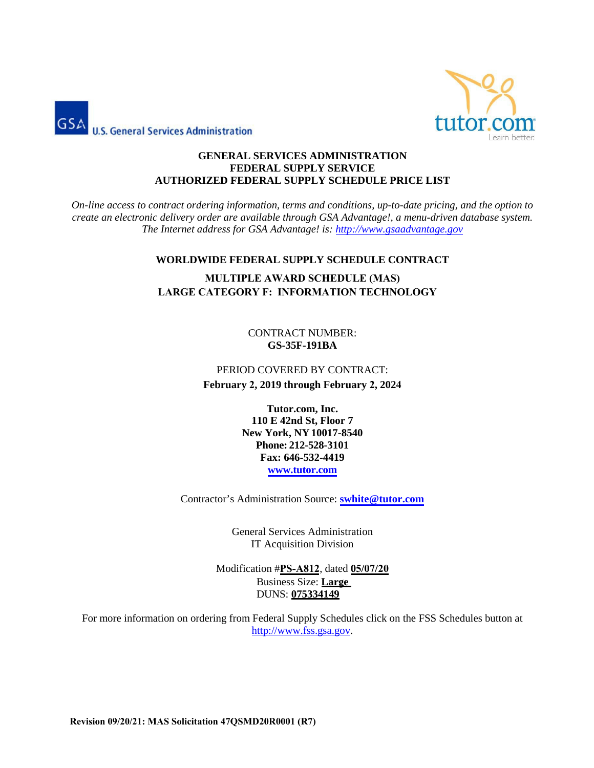U.S. General Services Administration

tutor.com Learn better.

**GENERAL SERVICES ADMINISTRATION**
**FEDERAL SUPPLY SERVICE**
**AUTHORIZED FEDERAL SUPPLY SCHEDULE PRICE LIST**

*On-line access to contract ordering information, terms and conditions, up-to-date pricing, and the option to create an electronic delivery order are available through GSA Advantage!, a menu-driven database system. The Internet address for GSA Advantage! is: http://www.gsaadvantage.gov*

**WORLDWIDE FEDERAL SUPPLY SCHEDULE CONTRACT**

**MULTIPLE AWARD SCHEDULE (MAS)**
**LARGE CATEGORY F: INFORMATION TECHNOLOGY**

CONTRACT NUMBER:
**GS-35F-191BA**

PERIOD COVERED BY CONTRACT:
**February 2, 2019 through February 2, 2024**

**Tutor.com, Inc.**
**110 E 42nd St, Floor 7**
**New York, NY 10017-8540**
**Phone: 212-528-3101**
**Fax: 646-532-4419**
**www.tutor.com**

Contractor's Administration Source: **swhite@tutor.com**

General Services Administration
IT Acquisition Division

Modification #**PS-A812**, dated **05/07/20**
Business Size: **Large**
DUNS: **075334149**

For more information on ordering from Federal Supply Schedules click on the FSS Schedules button at http://www.fss.gsa.gov.

**Revision 09/20/21: MAS Solicitation 47QSMD20R0001 (R7)**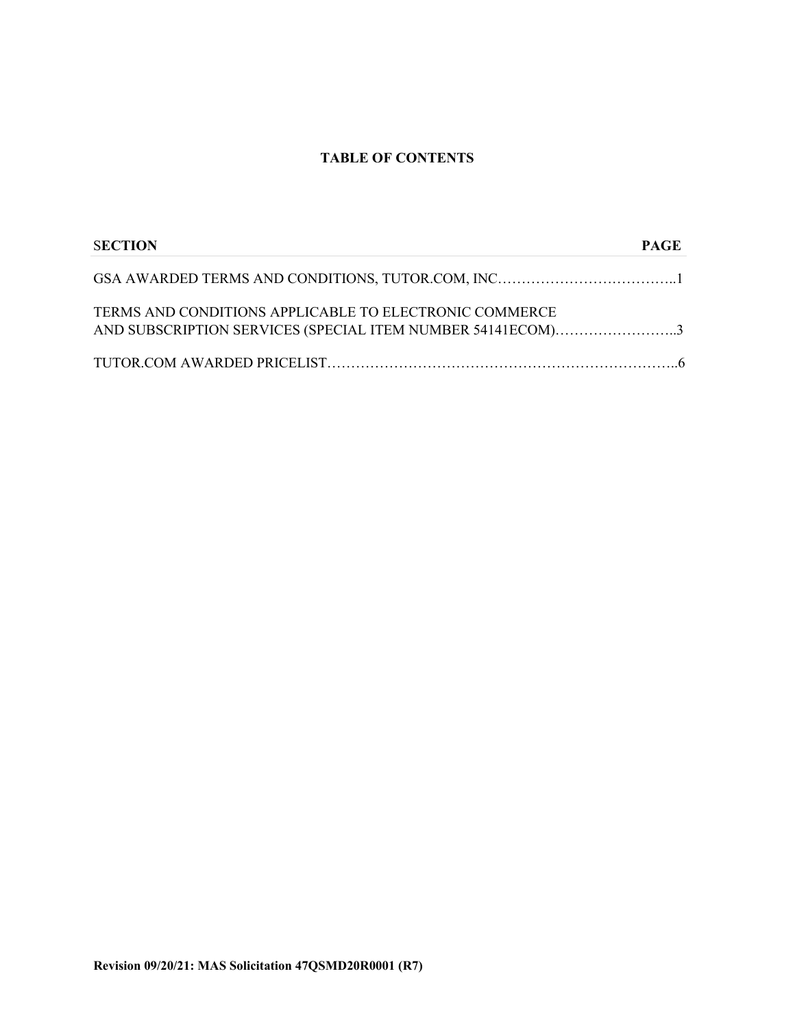# TABLE OF CONTENTS

| SECTION | PAGE |
|---|---|
| GSA AWARDED TERMS AND CONDITIONS, TUTOR.COM, INC | 1 |
| TERMS AND CONDITIONS APPLICABLE TO ELECTRONIC COMMERCE AND SUBSCRIPTION SERVICES (SPECIAL ITEM NUMBER 54141ECOM) | 3 |
| TUTOR.COM AWARDED PRICELIST | 6 |

**Revision 09/20/21: MAS Solicitation 47QSMD20R0001 (R7)**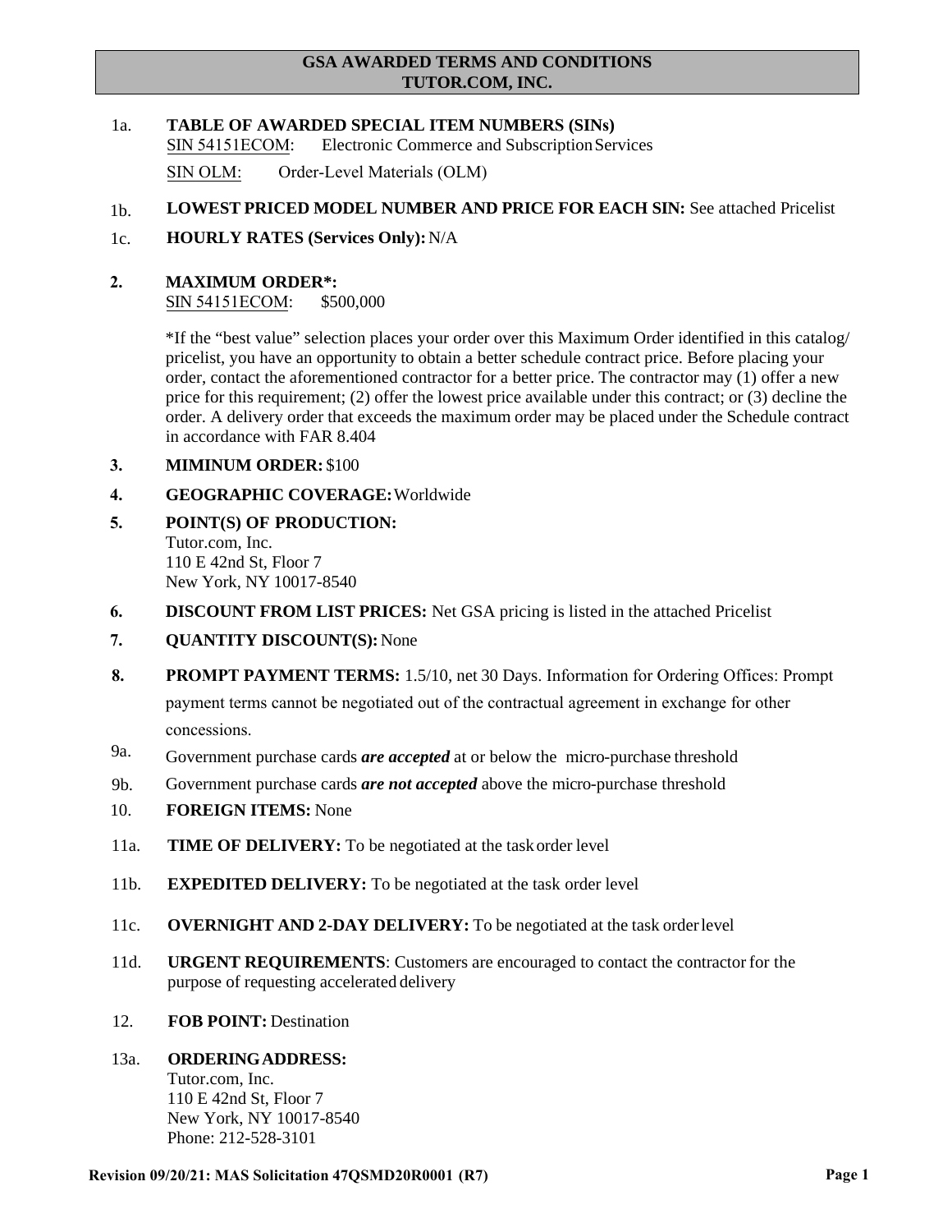## GSA AWARDED TERMS AND CONDITIONS
## TUTOR.COM, INC.

1a. **TABLE OF AWARDED SPECIAL ITEM NUMBERS (SINs)**
SIN 54151ECOM: Electronic Commerce and Subscription Services
SIN OLM: Order-Level Materials (OLM)

1b. **LOWEST PRICED MODEL NUMBER AND PRICE FOR EACH SIN:** See attached Pricelist

1c. **HOURLY RATES (Services Only):** N/A

**2. MAXIMUM ORDER*:**
SIN 54151ECOM: $500,000

*If the "best value" selection places your order over this Maximum Order identified in this catalog/ pricelist, you have an opportunity to obtain a better schedule contract price. Before placing your order, contact the aforementioned contractor for a better price. The contractor may (1) offer a new price for this requirement; (2) offer the lowest price available under this contract; or (3) decline the order. A delivery order that exceeds the maximum order may be placed under the Schedule contract in accordance with FAR 8.404

**3. MIMINUM ORDER:** $100

**4. GEOGRAPHIC COVERAGE:** Worldwide

**5. POINT(S) OF PRODUCTION:**
Tutor.com, Inc.
110 E 42nd St, Floor 7
New York, NY 10017-8540

**6. DISCOUNT FROM LIST PRICES:** Net GSA pricing is listed in the attached Pricelist

**7. QUANTITY DISCOUNT(S):** None

**8. PROMPT PAYMENT TERMS:** 1.5/10, net 30 Days. Information for Ordering Offices: Prompt payment terms cannot be negotiated out of the contractual agreement in exchange for other concessions.

9a. Government purchase cards ***are accepted*** at or below the micro-purchase threshold

9b. Government purchase cards ***are not accepted*** above the micro-purchase threshold

10. **FOREIGN ITEMS:** None

11a. **TIME OF DELIVERY:** To be negotiated at the task order level

11b. **EXPEDITED DELIVERY:** To be negotiated at the task order level

11c. **OVERNIGHT AND 2-DAY DELIVERY:** To be negotiated at the task order level

11d. **URGENT REQUIREMENTS**: Customers are encouraged to contact the contractor for the purpose of requesting accelerated delivery

12. **FOB POINT:** Destination

13a. **ORDERING ADDRESS:**
Tutor.com, Inc.
110 E 42nd St, Floor 7
New York, NY 10017-8540
Phone: 212-528-3101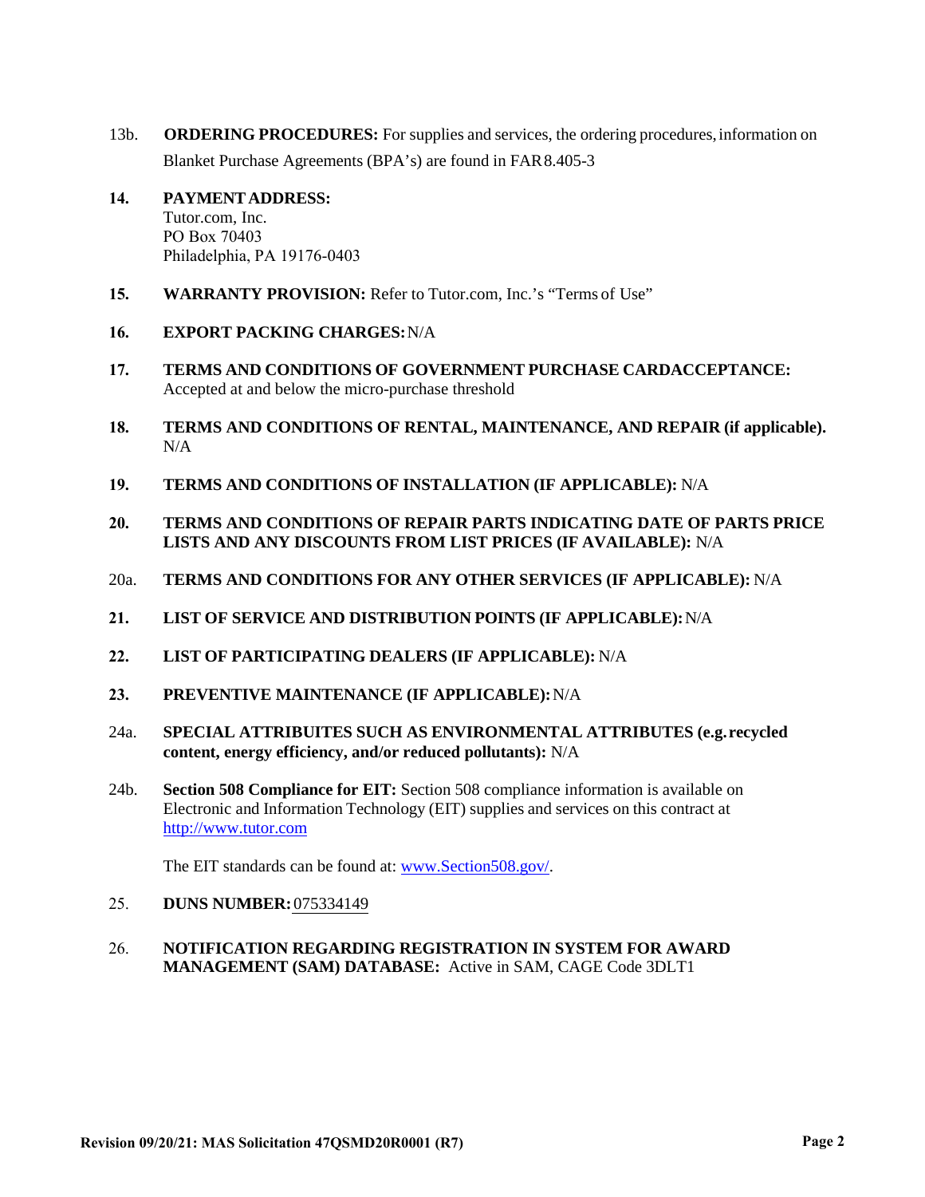13b. **ORDERING PROCEDURES:** For supplies and services, the ordering procedures, information on Blanket Purchase Agreements (BPA's) are found in FAR 8.405-3

**14. PAYMENT ADDRESS:**
Tutor.com, Inc.
PO Box 70403
Philadelphia, PA 19176-0403

**15. WARRANTY PROVISION:** Refer to Tutor.com, Inc.'s "Terms of Use"

**16. EXPORT PACKING CHARGES:** N/A

**17. TERMS AND CONDITIONS OF GOVERNMENT PURCHASE CARDACCEPTANCE:** Accepted at and below the micro-purchase threshold

**18. TERMS AND CONDITIONS OF RENTAL, MAINTENANCE, AND REPAIR (if applicable).** N/A

**19. TERMS AND CONDITIONS OF INSTALLATION (IF APPLICABLE):** N/A

**20. TERMS AND CONDITIONS OF REPAIR PARTS INDICATING DATE OF PARTS PRICE LISTS AND ANY DISCOUNTS FROM LIST PRICES (IF AVAILABLE):** N/A

20a. **TERMS AND CONDITIONS FOR ANY OTHER SERVICES (IF APPLICABLE):** N/A

**21. LIST OF SERVICE AND DISTRIBUTION POINTS (IF APPLICABLE):** N/A

**22. LIST OF PARTICIPATING DEALERS (IF APPLICABLE):** N/A

**23. PREVENTIVE MAINTENANCE (IF APPLICABLE):** N/A

24a. **SPECIAL ATTRIBUITES SUCH AS ENVIRONMENTAL ATTRIBUTES (e.g. recycled content, energy efficiency, and/or reduced pollutants):** N/A

24b. **Section 508 Compliance for EIT:** Section 508 compliance information is available on Electronic and Information Technology (EIT) supplies and services on this contract at http://www.tutor.com

The EIT standards can be found at: www.Section508.gov/.

25. **DUNS NUMBER:** 075334149

26. **NOTIFICATION REGARDING REGISTRATION IN SYSTEM FOR AWARD MANAGEMENT (SAM) DATABASE:** Active in SAM, CAGE Code 3DLT1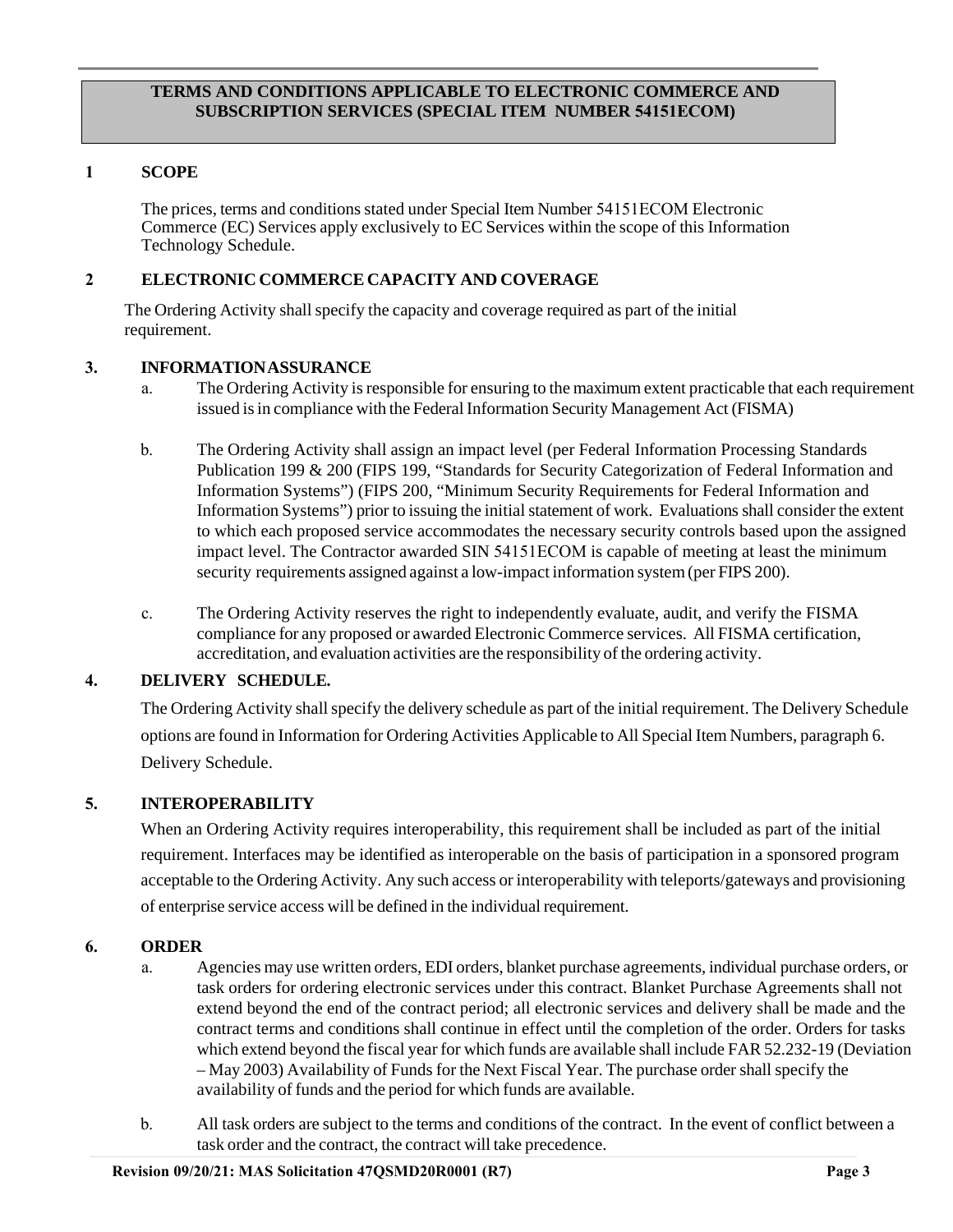## TERMS AND CONDITIONS APPLICABLE TO ELECTRONIC COMMERCE AND SUBSCRIPTION SERVICES (SPECIAL ITEM NUMBER 54151ECOM)

### 1 SCOPE

The prices, terms and conditions stated under Special Item Number 54151ECOM Electronic Commerce (EC) Services apply exclusively to EC Services within the scope of this Information Technology Schedule.

### 2 ELECTRONIC COMMERCE CAPACITY AND COVERAGE

The Ordering Activity shall specify the capacity and coverage required as part of the initial requirement.

### 3. INFORMATION ASSURANCE

a. The Ordering Activity is responsible for ensuring to the maximum extent practicable that each requirement issued is in compliance with the Federal Information Security Management Act (FISMA)

b. The Ordering Activity shall assign an impact level (per Federal Information Processing Standards Publication 199 & 200 (FIPS 199, "Standards for Security Categorization of Federal Information and Information Systems") (FIPS 200, "Minimum Security Requirements for Federal Information and Information Systems") prior to issuing the initial statement of work. Evaluations shall consider the extent to which each proposed service accommodates the necessary security controls based upon the assigned impact level. The Contractor awarded SIN 54151ECOM is capable of meeting at least the minimum security requirements assigned against a low-impact information system (per FIPS 200).

c. The Ordering Activity reserves the right to independently evaluate, audit, and verify the FISMA compliance for any proposed or awarded Electronic Commerce services. All FISMA certification, accreditation, and evaluation activities are the responsibility of the ordering activity.

### 4. DELIVERY SCHEDULE.

The Ordering Activity shall specify the delivery schedule as part of the initial requirement. The Delivery Schedule options are found in Information for Ordering Activities Applicable to All Special Item Numbers, paragraph 6. Delivery Schedule.

### 5. INTEROPERABILITY

When an Ordering Activity requires interoperability, this requirement shall be included as part of the initial requirement. Interfaces may be identified as interoperable on the basis of participation in a sponsored program acceptable to the Ordering Activity. Any such access or interoperability with teleports/gateways and provisioning of enterprise service access will be defined in the individual requirement.

### 6. ORDER

a. Agencies may use written orders, EDI orders, blanket purchase agreements, individual purchase orders, or task orders for ordering electronic services under this contract. Blanket Purchase Agreements shall not extend beyond the end of the contract period; all electronic services and delivery shall be made and the contract terms and conditions shall continue in effect until the completion of the order. Orders for tasks which extend beyond the fiscal year for which funds are available shall include FAR 52.232-19 (Deviation – May 2003) Availability of Funds for the Next Fiscal Year. The purchase order shall specify the availability of funds and the period for which funds are available.

b. All task orders are subject to the terms and conditions of the contract. In the event of conflict between a task order and the contract, the contract will take precedence.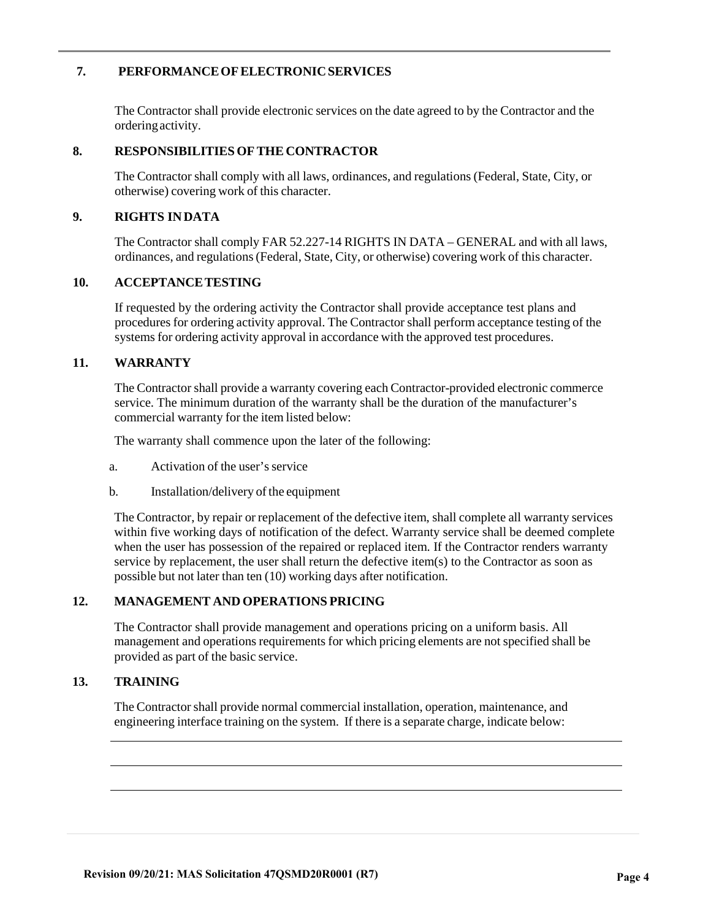## 7. PERFORMANCE OF ELECTRONIC SERVICES

The Contractor shall provide electronic services on the date agreed to by the Contractor and the ordering activity.

## 8. RESPONSIBILITIES OF THE CONTRACTOR

The Contractor shall comply with all laws, ordinances, and regulations (Federal, State, City, or otherwise) covering work of this character.

## 9. RIGHTS IN DATA

The Contractor shall comply FAR 52.227-14 RIGHTS IN DATA – GENERAL and with all laws, ordinances, and regulations (Federal, State, City, or otherwise) covering work of this character.

## 10. ACCEPTANCE TESTING

If requested by the ordering activity the Contractor shall provide acceptance test plans and procedures for ordering activity approval. The Contractor shall perform acceptance testing of the systems for ordering activity approval in accordance with the approved test procedures.

## 11. WARRANTY

The Contractor shall provide a warranty covering each Contractor-provided electronic commerce service. The minimum duration of the warranty shall be the duration of the manufacturer's commercial warranty for the item listed below:

The warranty shall commence upon the later of the following:

a. Activation of the user's service

b. Installation/delivery of the equipment

The Contractor, by repair or replacement of the defective item, shall complete all warranty services within five working days of notification of the defect. Warranty service shall be deemed complete when the user has possession of the repaired or replaced item. If the Contractor renders warranty service by replacement, the user shall return the defective item(s) to the Contractor as soon as possible but not later than ten (10) working days after notification.

## 12. MANAGEMENT AND OPERATIONS PRICING

The Contractor shall provide management and operations pricing on a uniform basis. All management and operations requirements for which pricing elements are not specified shall be provided as part of the basic service.

## 13. TRAINING

The Contractor shall provide normal commercial installation, operation, maintenance, and engineering interface training on the system. If there is a separate charge, indicate below:

\_\_\_\_\_\_\_\_\_\_\_\_\_\_\_\_\_\_\_\_\_\_\_\_\_\_\_\_\_\_\_\_\_\_\_\_\_\_\_\_\_\_\_\_\_\_\_\_\_\_\_\_\_\_\_\_\_\_\_\_\_\_\_\_\_\_\_\_\_\_\_\_\_\_\_\_

\_\_\_\_\_\_\_\_\_\_\_\_\_\_\_\_\_\_\_\_\_\_\_\_\_\_\_\_\_\_\_\_\_\_\_\_\_\_\_\_\_\_\_\_\_\_\_\_\_\_\_\_\_\_\_\_\_\_\_\_\_\_\_\_\_\_\_\_\_\_\_\_\_\_\_\_

\_\_\_\_\_\_\_\_\_\_\_\_\_\_\_\_\_\_\_\_\_\_\_\_\_\_\_\_\_\_\_\_\_\_\_\_\_\_\_\_\_\_\_\_\_\_\_\_\_\_\_\_\_\_\_\_\_\_\_\_\_\_\_\_\_\_\_\_\_\_\_\_\_\_\_\_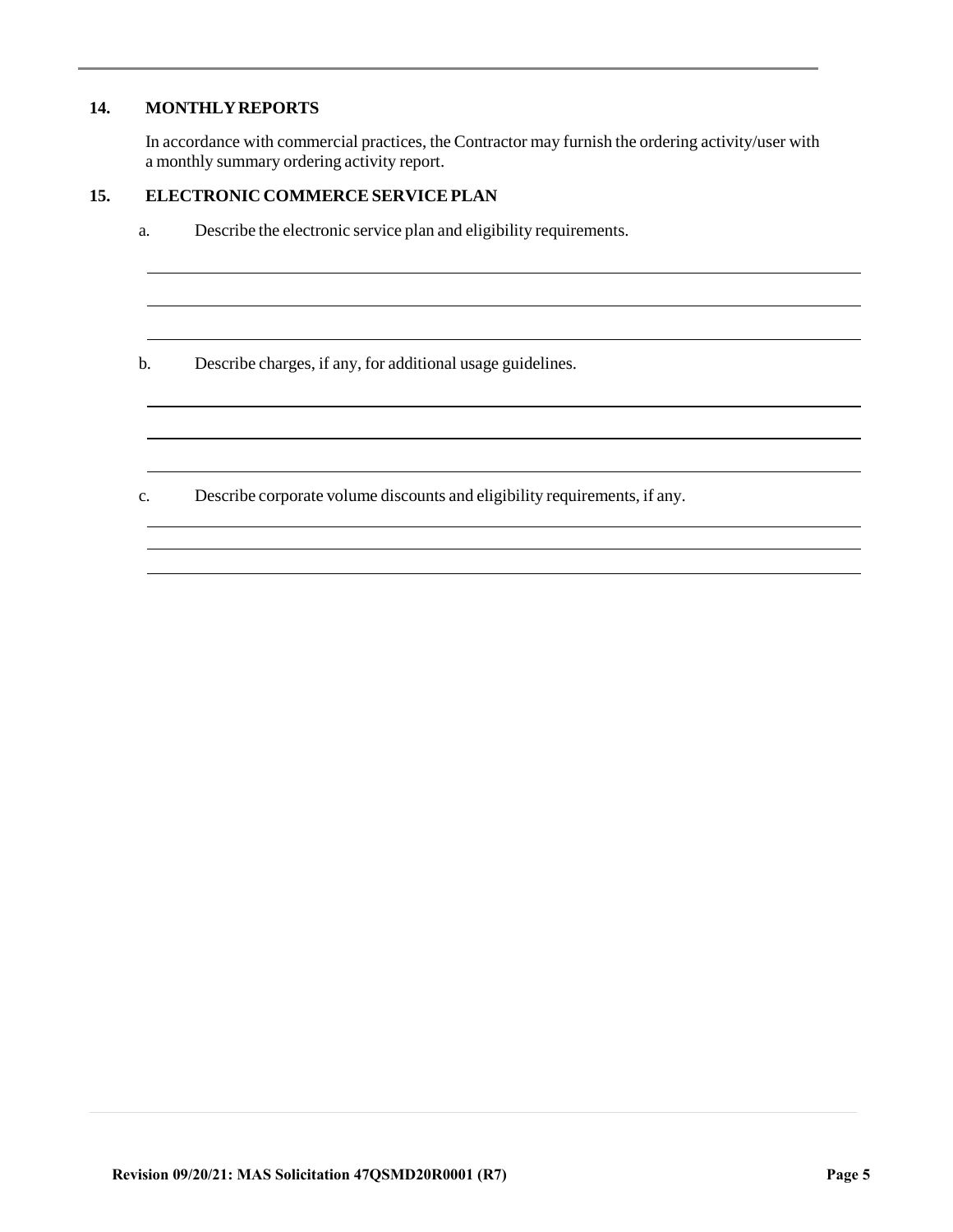## 14. MONTHLY REPORTS

In accordance with commercial practices, the Contractor may furnish the ordering activity/user with a monthly summary ordering activity report.

## 15. ELECTRONIC COMMERCE SERVICE PLAN

a. Describe the electronic service plan and eligibility requirements.

______________________________________________________________________

______________________________________________________________________

______________________________________________________________________

b. Describe charges, if any, for additional usage guidelines.

______________________________________________________________________

______________________________________________________________________

______________________________________________________________________

c. Describe corporate volume discounts and eligibility requirements, if any.

______________________________________________________________________

______________________________________________________________________

______________________________________________________________________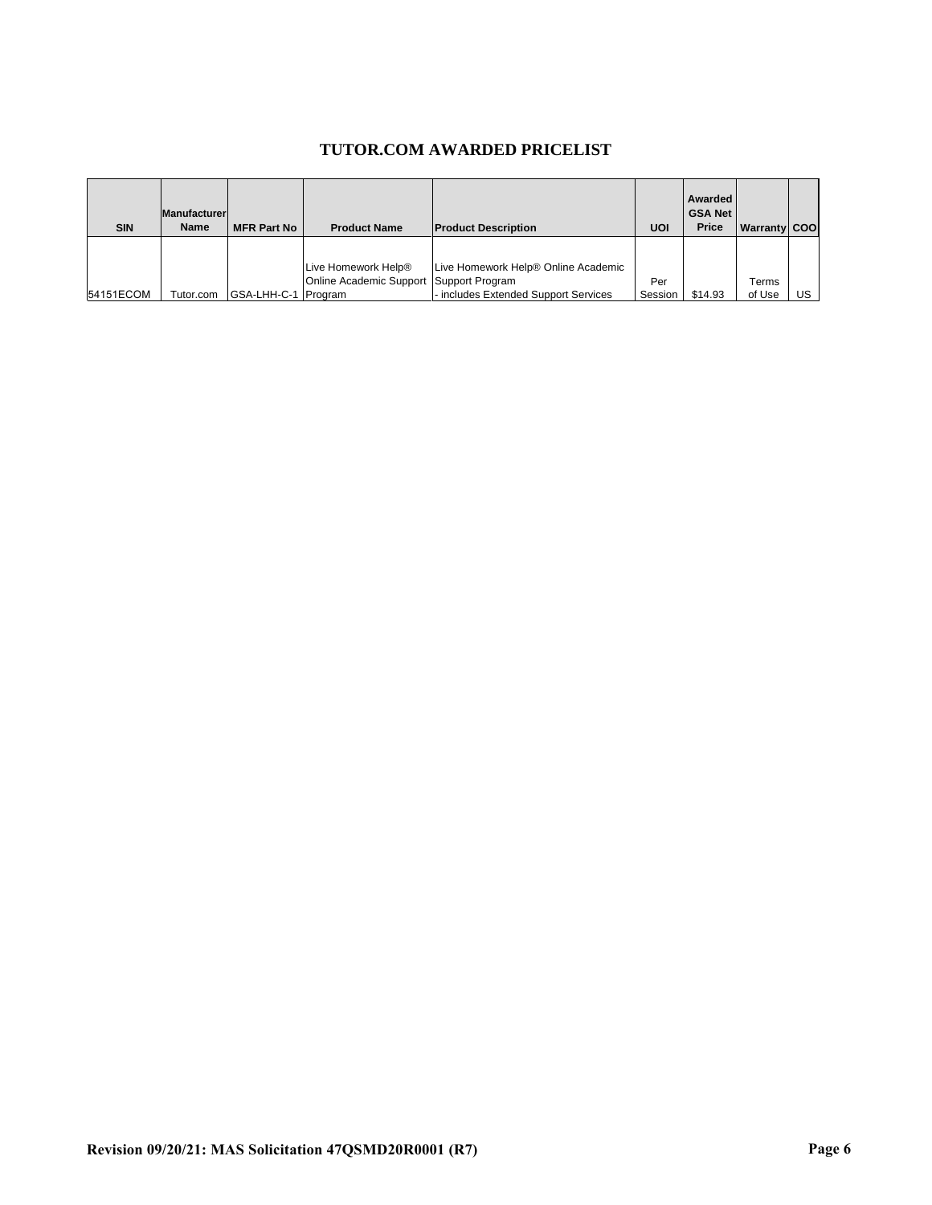# TUTOR.COM AWARDED PRICELIST

| SIN | Manufacturer Name | MFR Part No | Product Name | Product Description | UOI | Awarded GSA Net Price | Warranty | COO |
|---|---|---|---|---|---|---|---|---|
| 54151ECOM | Tutor.com | GSA-LHH-C-1 | Live Homework Help® Online Academic Support Program | Live Homework Help® Online Academic Support Program - includes Extended Support Services | Per Session | $14.93 | Terms of Use | US |

**Revision 09/20/21: MAS Solicitation 47QSMD20R0001 (R7)**